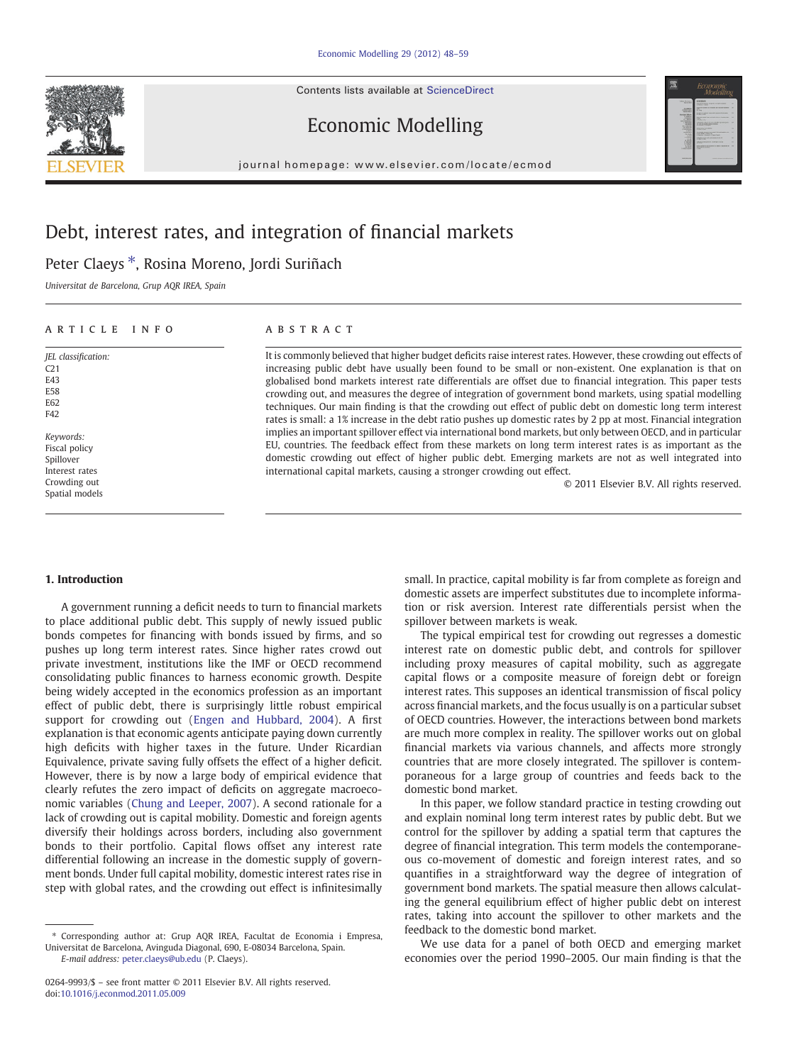# Debt, interest rates, and integration of financial markets

Peter Claeys *, Rosina Moreno, Jordi Suriñach

*Universitat de Barcelona, Grup AQR IREA, Spain*

## ARTICLE INFO

*JEL classification:*
C21
E43
E58
E62
F42

*Keywords:*
Fiscal policy
Spillover
Interest rates
Crowding out
Spatial models

## ABSTRACT

It is commonly believed that higher budget deficits raise interest rates. However, these crowding out effects of increasing public debt have usually been found to be small or non-existent. One explanation is that on globalised bond markets interest rate differentials are offset due to financial integration. This paper tests crowding out, and measures the degree of integration of government bond markets, using spatial modelling techniques. Our main finding is that the crowding out effect of public debt on domestic long term interest rates is small: a 1% increase in the debt ratio pushes up domestic rates by 2 pp at most. Financial integration implies an important spillover effect via international bond markets, but only between OECD, and in particular EU, countries. The feedback effect from these markets on long term interest rates is as important as the domestic crowding out effect of higher public debt. Emerging markets are not as well integrated into international capital markets, causing a stronger crowding out effect.

© 2011 Elsevier B.V. All rights reserved.

## 1. Introduction

A government running a deficit needs to turn to financial markets to place additional public debt. This supply of newly issued public bonds competes for financing with bonds issued by firms, and so pushes up long term interest rates. Since higher rates crowd out private investment, institutions like the IMF or OECD recommend consolidating public finances to harness economic growth. Despite being widely accepted in the economics profession as an important effect of public debt, there is surprisingly little robust empirical support for crowding out (Engen and Hubbard, 2004). A first explanation is that economic agents anticipate paying down currently high deficits with higher taxes in the future. Under Ricardian Equivalence, private saving fully offsets the effect of a higher deficit. However, there is by now a large body of empirical evidence that clearly refutes the zero impact of deficits on aggregate macroeconomic variables (Chung and Leeper, 2007). A second rationale for a lack of crowding out is capital mobility. Domestic and foreign agents diversify their holdings across borders, including also government bonds to their portfolio. Capital flows offset any interest rate differential following an increase in the domestic supply of government bonds. Under full capital mobility, domestic interest rates rise in step with global rates, and the crowding out effect is infinitesimally small. In practice, capital mobility is far from complete as foreign and domestic assets are imperfect substitutes due to incomplete information or risk aversion. Interest rate differentials persist when the spillover between markets is weak.

The typical empirical test for crowding out regresses a domestic interest rate on domestic public debt, and controls for spillover including proxy measures of capital mobility, such as aggregate capital flows or a composite measure of foreign debt or foreign interest rates. This supposes an identical transmission of fiscal policy across financial markets, and the focus usually is on a particular subset of OECD countries. However, the interactions between bond markets are much more complex in reality. The spillover works out on global financial markets via various channels, and affects more strongly countries that are more closely integrated. The spillover is contemporaneous for a large group of countries and feeds back to the domestic bond market.

In this paper, we follow standard practice in testing crowding out and explain nominal long term interest rates by public debt. But we control for the spillover by adding a spatial term that captures the degree of financial integration. This term models the contemporaneous co-movement of domestic and foreign interest rates, and so quantifies in a straightforward way the degree of integration of government bond markets. The spatial measure then allows calculating the general equilibrium effect of higher public debt on interest rates, taking into account the spillover to other markets and the feedback to the domestic bond market.

We use data for a panel of both OECD and emerging market economies over the period 1990–2005. Our main finding is that the

---

* Corresponding author at: Grup AQR IREA, Facultat de Economia i Empresa, Universitat de Barcelona, Avinguda Diagonal, 690, E-08034 Barcelona, Spain.
*E-mail address:* peter.claeys@ub.edu (P. Claeys).

0264-9993/$ – see front matter © 2011 Elsevier B.V. All rights reserved.
doi:10.1016/j.econmod.2011.05.009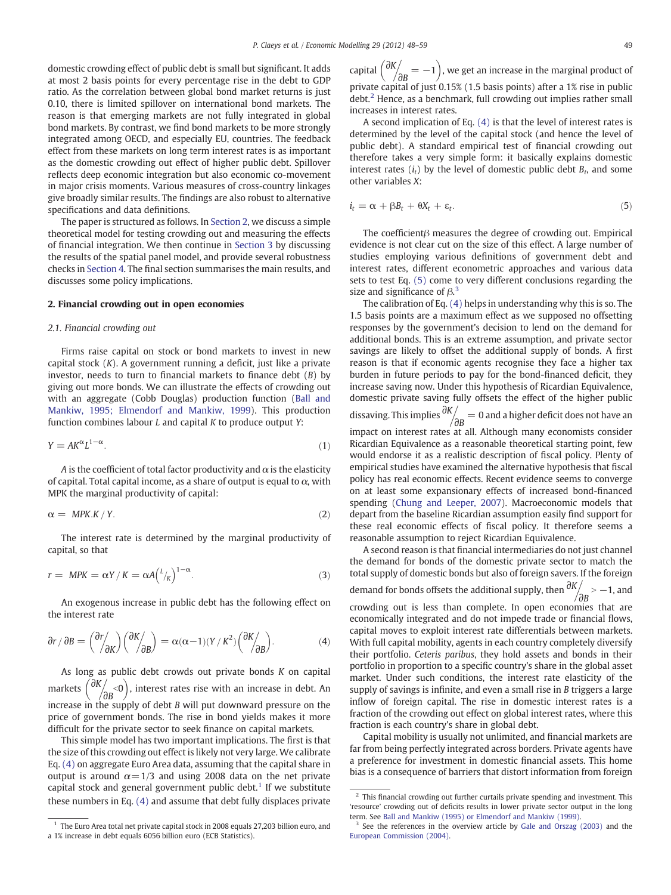domestic crowding effect of public debt is small but significant. It adds at most 2 basis points for every percentage rise in the debt to GDP ratio. As the correlation between global bond market returns is just 0.10, there is limited spillover on international bond markets. The reason is that emerging markets are not fully integrated in global bond markets. By contrast, we find bond markets to be more strongly integrated among OECD, and especially EU, countries. The feedback effect from these markets on long term interest rates is as important as the domestic crowding out effect of higher public debt. Spillover reflects deep economic integration but also economic co-movement in major crisis moments. Various measures of cross-country linkages give broadly similar results. The findings are also robust to alternative specifications and data definitions.

The paper is structured as follows. In Section 2, we discuss a simple theoretical model for testing crowding out and measuring the effects of financial integration. We then continue in Section 3 by discussing the results of the spatial panel model, and provide several robustness checks in Section 4. The final section summarises the main results, and discusses some policy implications.

## 2. Financial crowding out in open economies

### 2.1. Financial crowding out

Firms raise capital on stock or bond markets to invest in new capital stock ($K$). A government running a deficit, just like a private investor, needs to turn to financial markets to finance debt ($B$) by giving out more bonds. We can illustrate the effects of crowding out with an aggregate (Cobb Douglas) production function (Ball and Mankiw, 1995; Elmendorf and Mankiw, 1999). This production function combines labour $L$ and capital $K$ to produce output $Y$:

$$Y = AK^{\alpha}L^{1-\alpha}. \tag{1}$$

$A$ is the coefficient of total factor productivity and $\alpha$ is the elasticity of capital. Total capital income, as a share of output is equal to $\alpha$, with MPK the marginal productivity of capital:

$$\alpha = MPK.K / Y. \tag{2}$$

The interest rate is determined by the marginal productivity of capital, so that

$$r = MPK = \alpha Y / K = \alpha A\left({}^{L}\!/_{K}\right)^{1-\alpha}. \tag{3}$$

An exogenous increase in public debt has the following effect on the interest rate

$$\partial r / \partial B = \left({}^{\partial r}\!/_{\partial K}\right)\left({}^{\partial K}\!/_{\partial B}\right) = \alpha(\alpha-1)(Y/K^2)\left({}^{\partial K}\!/_{\partial B}\right). \tag{4}$$

As long as public debt crowds out private bonds $K$ on capital markets $\left({}^{\partial K}\!/_{\partial B}<0\right)$, interest rates rise with an increase in debt. An increase in the supply of debt $B$ will put downward pressure on the price of government bonds. The rise in bond yields makes it more difficult for the private sector to seek finance on capital markets.

This simple model has two important implications. The first is that the size of this crowding out effect is likely not very large. We calibrate Eq. (4) on aggregate Euro Area data, assuming that the capital share in output is around $\alpha = 1/3$ and using 2008 data on the net private capital stock and general government public debt.[1] If we substitute these numbers in Eq. (4) and assume that debt fully displaces private capital $\left({}^{\partial K}\!/_{\partial B} = -1\right)$, we get an increase in the marginal product of private capital of just 0.15% (1.5 basis points) after a 1% rise in public debt.[2] Hence, as a benchmark, full crowding out implies rather small increases in interest rates.

A second implication of Eq. (4) is that the level of interest rates is determined by the level of the capital stock (and hence the level of public debt). A standard empirical test of financial crowding out therefore takes a very simple form: it basically explains domestic interest rates ($i_t$) by the level of domestic public debt $B_t$, and some other variables $X$:

$$i_t = \alpha + \beta B_t + \theta X_t + \varepsilon_t. \tag{5}$$

The coefficient $\beta$ measures the degree of crowding out. Empirical evidence is not clear cut on the size of this effect. A large number of studies employing various definitions of government debt and interest rates, different econometric approaches and various data sets to test Eq. (5) come to very different conclusions regarding the size and significance of $\beta$.[3]

The calibration of Eq. (4) helps in understanding why this is so. The 1.5 basis points are a maximum effect as we supposed no offsetting responses by the government's decision to lend on the demand for additional bonds. This is an extreme assumption, and private sector savings are likely to offset the additional supply of bonds. A first reason is that if economic agents recognise they face a higher tax burden in future periods to pay for the bond-financed deficit, they increase saving now. Under this hypothesis of Ricardian Equivalence, domestic private saving fully offsets the effect of the higher public dissaving. This implies ${}^{\partial K}\!/_{\partial B} = 0$ and a higher deficit does not have an impact on interest rates at all. Although many economists consider Ricardian Equivalence as a reasonable theoretical starting point, few would endorse it as a realistic description of fiscal policy. Plenty of empirical studies have examined the alternative hypothesis that fiscal policy has real economic effects. Recent evidence seems to converge on at least some expansionary effects of increased bond-financed spending (Chung and Leeper, 2007). Macroeconomic models that depart from the baseline Ricardian assumption easily find support for these real economic effects of fiscal policy. It therefore seems a reasonable assumption to reject Ricardian Equivalence.

A second reason is that financial intermediaries do not just channel the demand for bonds of the domestic private sector to match the total supply of domestic bonds but also of foreign savers. If the foreign demand for bonds offsets the additional supply, then ${}^{\partial K}\!/_{\partial B} > -1$, and crowding out is less than complete. In open economies that are economically integrated and do not impede trade or financial flows, capital moves to exploit interest rate differentials between markets. With full capital mobility, agents in each country completely diversify their portfolio. *Ceteris paribus*, they hold assets and bonds in their portfolio in proportion to a specific country's share in the global asset market. Under such conditions, the interest rate elasticity of the supply of savings is infinite, and even a small rise in $B$ triggers a large inflow of foreign capital. The rise in domestic interest rates is a fraction of the crowding out effect on global interest rates, where this fraction is each country's share in global debt.

Capital mobility is usually not unlimited, and financial markets are far from being perfectly integrated across borders. Private agents have a preference for investment in domestic financial assets. This home bias is a consequence of barriers that distort information from foreign

---

[1] The Euro Area total net private capital stock in 2008 equals 27,203 billion euro, and a 1% increase in debt equals 6056 billion euro (ECB Statistics).

[2] This financial crowding out further curtails private spending and investment. This 'resource' crowding out of deficits results in lower private sector output in the long term. See Ball and Mankiw (1995) or Elmendorf and Mankiw (1999).

[3] See the references in the overview article by Gale and Orszag (2003) and the European Commission (2004).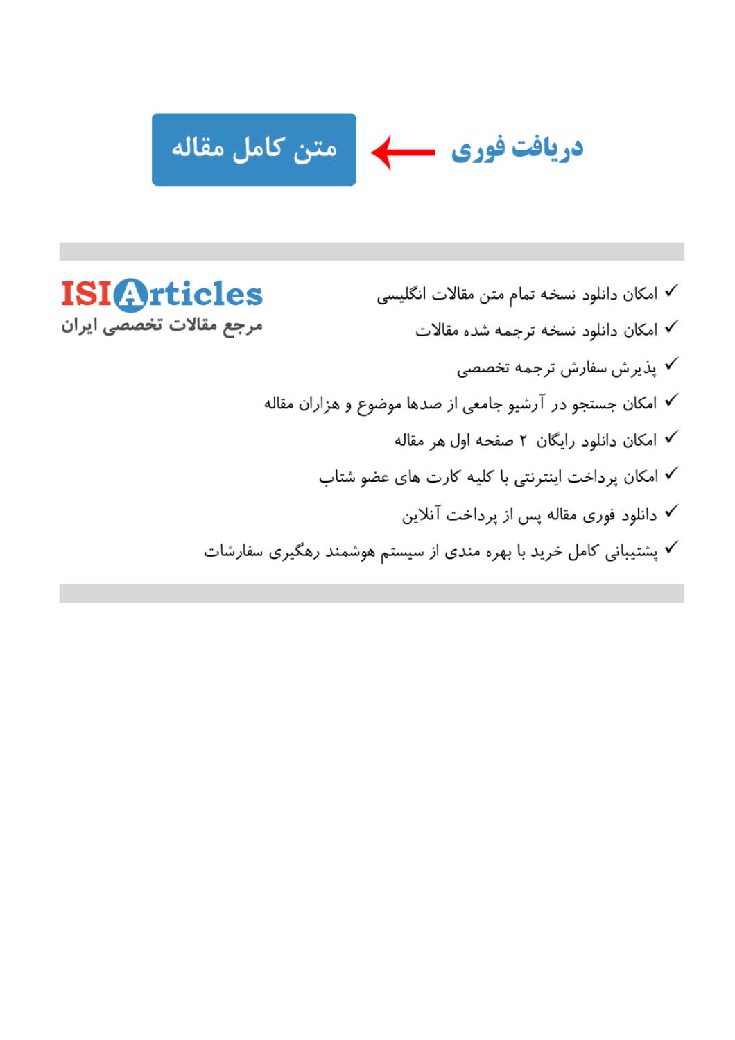دریافت فوری ← متن کامل مقاله

**ISIArticles**
مرجع مقالات تخصصی ایران

- ✓ امکان دانلود نسخه تمام متن مقالات انگلیسی
- ✓ امکان دانلود نسخه ترجمه شده مقالات
- ✓ پذیرش سفارش ترجمه تخصصی
- ✓ امکان جستجو در آرشیو جامعی از صدها موضوع و هزاران مقاله
- ✓ امکان دانلود رایگان ۲ صفحه اول هر مقاله
- ✓ امکان پرداخت اینترنتی با کلیه کارت های عضو شتاب
- ✓ دانلود فوری مقاله پس از پرداخت آنلاین
- ✓ پشتیبانی کامل خرید با بهره مندی از سیستم هوشمند رهگیری سفارشات